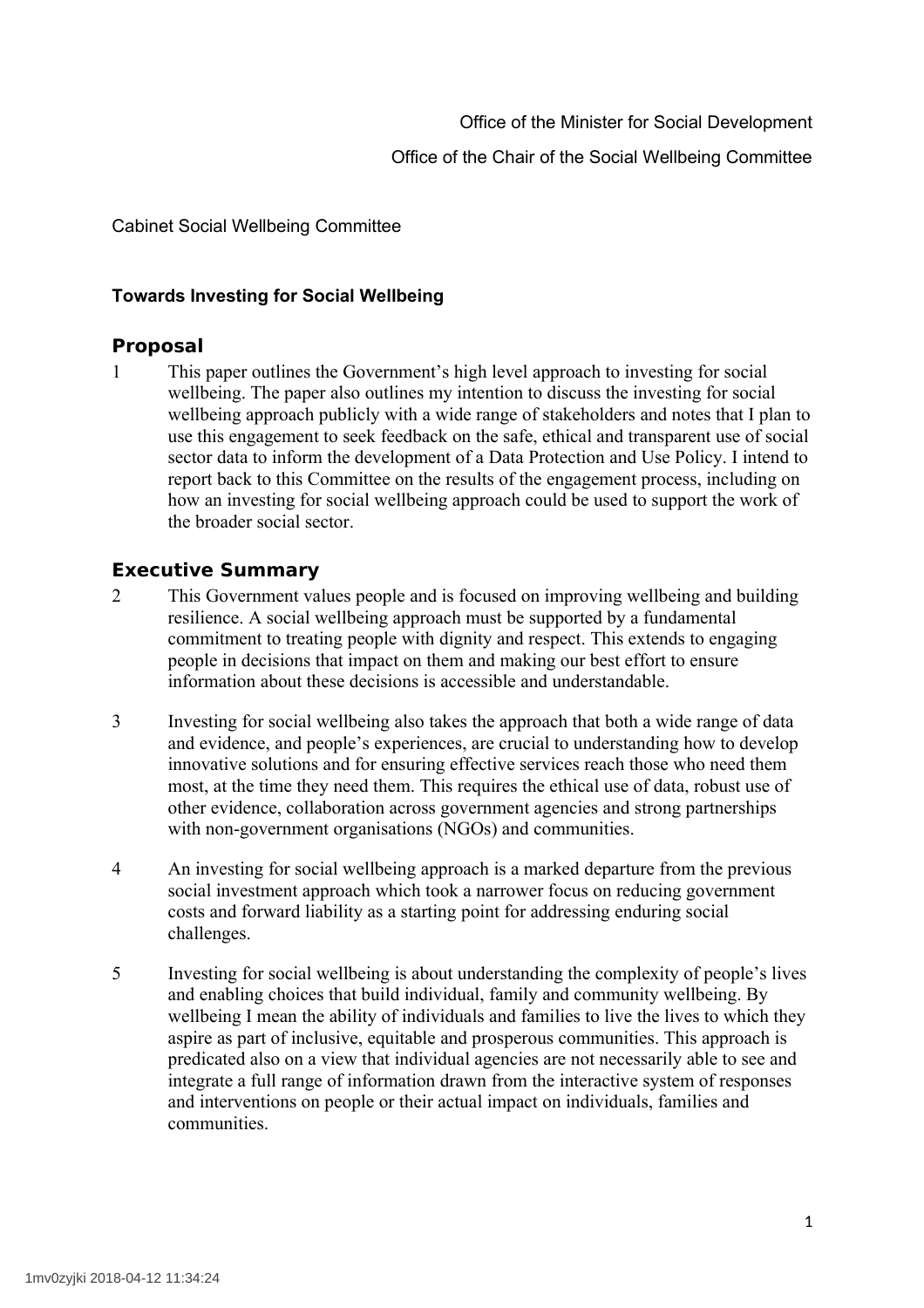Office of the Minister for Social Development

Office of the Chair of the Social Wellbeing Committee

Cabinet Social Wellbeing Committee

**Towards Investing for Social Wellbeing**

## Proposal

1 This paper outlines the Government's high level approach to investing for social wellbeing. The paper also outlines my intention to discuss the investing for social wellbeing approach publicly with a wide range of stakeholders and notes that I plan to use this engagement to seek feedback on the safe, ethical and transparent use of social sector data to inform the development of a Data Protection and Use Policy. I intend to report back to this Committee on the results of the engagement process, including on how an investing for social wellbeing approach could be used to support the work of the broader social sector.

## Executive Summary

2 This Government values people and is focused on improving wellbeing and building resilience. A social wellbeing approach must be supported by a fundamental commitment to treating people with dignity and respect. This extends to engaging people in decisions that impact on them and making our best effort to ensure information about these decisions is accessible and understandable.

3 Investing for social wellbeing also takes the approach that both a wide range of data and evidence, and people's experiences, are crucial to understanding how to develop innovative solutions and for ensuring effective services reach those who need them most, at the time they need them. This requires the ethical use of data, robust use of other evidence, collaboration across government agencies and strong partnerships with non-government organisations (NGOs) and communities.

4 An investing for social wellbeing approach is a marked departure from the previous social investment approach which took a narrower focus on reducing government costs and forward liability as a starting point for addressing enduring social challenges.

5 Investing for social wellbeing is about understanding the complexity of people's lives and enabling choices that build individual, family and community wellbeing. By wellbeing I mean the ability of individuals and families to live the lives to which they aspire as part of inclusive, equitable and prosperous communities. This approach is predicated also on a view that individual agencies are not necessarily able to see and integrate a full range of information drawn from the interactive system of responses and interventions on people or their actual impact on individuals, families and communities.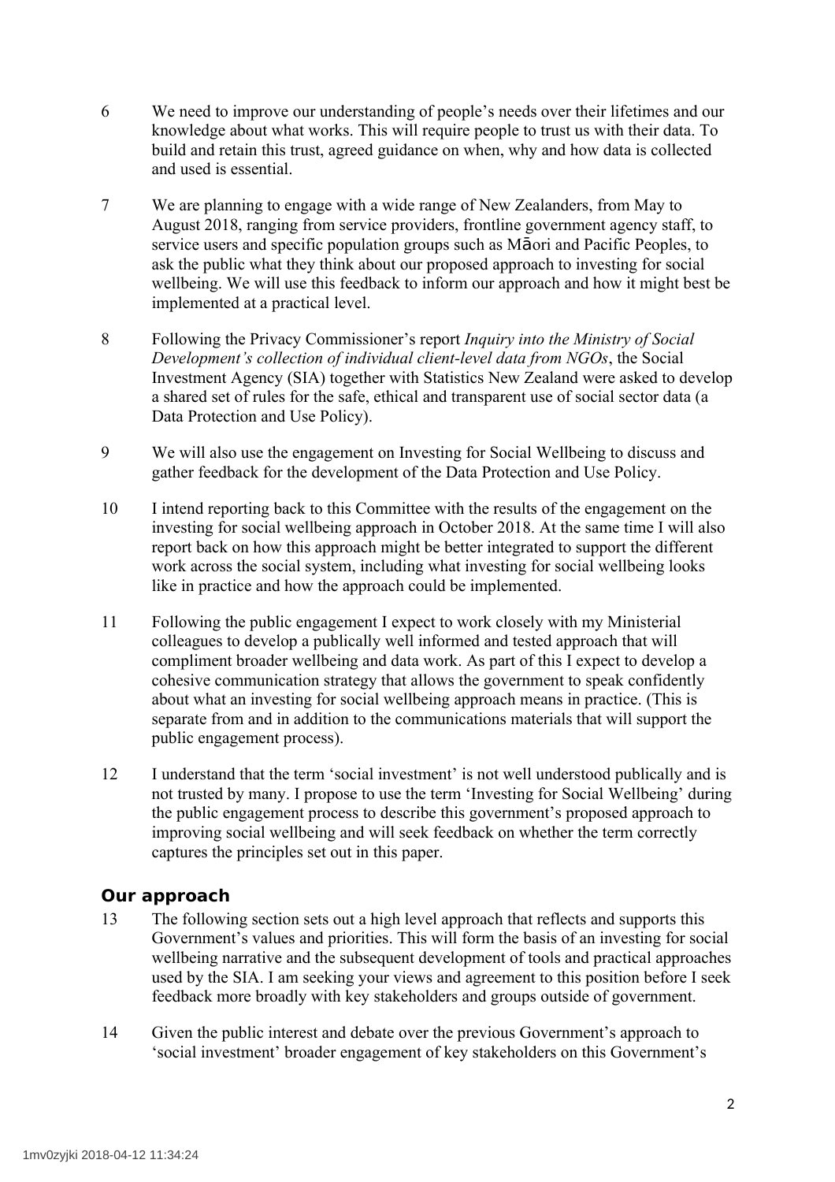6 We need to improve our understanding of people's needs over their lifetimes and our knowledge about what works. This will require people to trust us with their data. To build and retain this trust, agreed guidance on when, why and how data is collected and used is essential.

7 We are planning to engage with a wide range of New Zealanders, from May to August 2018, ranging from service providers, frontline government agency staff, to service users and specific population groups such as Māori and Pacific Peoples, to ask the public what they think about our proposed approach to investing for social wellbeing. We will use this feedback to inform our approach and how it might best be implemented at a practical level.

8 Following the Privacy Commissioner's report *Inquiry into the Ministry of Social Development's collection of individual client-level data from NGOs*, the Social Investment Agency (SIA) together with Statistics New Zealand were asked to develop a shared set of rules for the safe, ethical and transparent use of social sector data (a Data Protection and Use Policy).

9 We will also use the engagement on Investing for Social Wellbeing to discuss and gather feedback for the development of the Data Protection and Use Policy.

10 I intend reporting back to this Committee with the results of the engagement on the investing for social wellbeing approach in October 2018. At the same time I will also report back on how this approach might be better integrated to support the different work across the social system, including what investing for social wellbeing looks like in practice and how the approach could be implemented.

11 Following the public engagement I expect to work closely with my Ministerial colleagues to develop a publically well informed and tested approach that will compliment broader wellbeing and data work. As part of this I expect to develop a cohesive communication strategy that allows the government to speak confidently about what an investing for social wellbeing approach means in practice. (This is separate from and in addition to the communications materials that will support the public engagement process).

12 I understand that the term 'social investment' is not well understood publically and is not trusted by many. I propose to use the term 'Investing for Social Wellbeing' during the public engagement process to describe this government's proposed approach to improving social wellbeing and will seek feedback on whether the term correctly captures the principles set out in this paper.

## Our approach

13 The following section sets out a high level approach that reflects and supports this Government's values and priorities. This will form the basis of an investing for social wellbeing narrative and the subsequent development of tools and practical approaches used by the SIA. I am seeking your views and agreement to this position before I seek feedback more broadly with key stakeholders and groups outside of government.

14 Given the public interest and debate over the previous Government's approach to 'social investment' broader engagement of key stakeholders on this Government's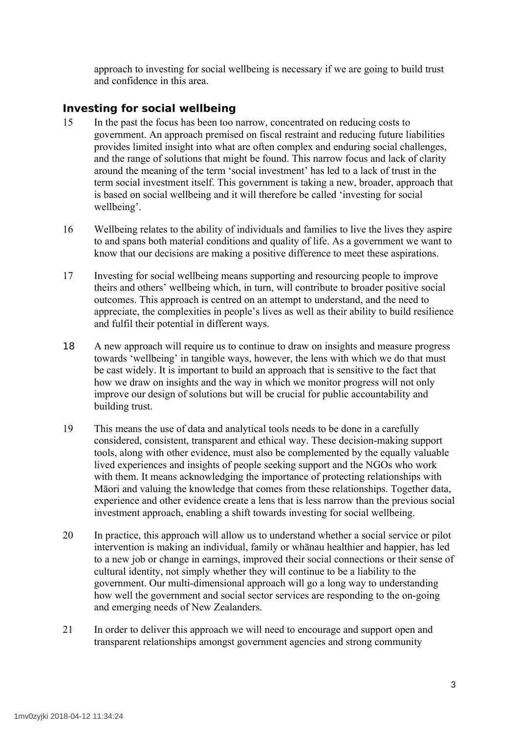approach to investing for social wellbeing is necessary if we are going to build trust and confidence in this area.

### Investing for social wellbeing

15 In the past the focus has been too narrow, concentrated on reducing costs to government. An approach premised on fiscal restraint and reducing future liabilities provides limited insight into what are often complex and enduring social challenges, and the range of solutions that might be found. This narrow focus and lack of clarity around the meaning of the term 'social investment' has led to a lack of trust in the term social investment itself. This government is taking a new, broader, approach that is based on social wellbeing and it will therefore be called 'investing for social wellbeing'.

16 Wellbeing relates to the ability of individuals and families to live the lives they aspire to and spans both material conditions and quality of life. As a government we want to know that our decisions are making a positive difference to meet these aspirations.

17 Investing for social wellbeing means supporting and resourcing people to improve theirs and others' wellbeing which, in turn, will contribute to broader positive social outcomes. This approach is centred on an attempt to understand, and the need to appreciate, the complexities in people's lives as well as their ability to build resilience and fulfil their potential in different ways.

18 A new approach will require us to continue to draw on insights and measure progress towards 'wellbeing' in tangible ways, however, the lens with which we do that must be cast widely. It is important to build an approach that is sensitive to the fact that how we draw on insights and the way in which we monitor progress will not only improve our design of solutions but will be crucial for public accountability and building trust.

19 This means the use of data and analytical tools needs to be done in a carefully considered, consistent, transparent and ethical way. These decision-making support tools, along with other evidence, must also be complemented by the equally valuable lived experiences and insights of people seeking support and the NGOs who work with them. It means acknowledging the importance of protecting relationships with Māori and valuing the knowledge that comes from these relationships. Together data, experience and other evidence create a lens that is less narrow than the previous social investment approach, enabling a shift towards investing for social wellbeing.

20 In practice, this approach will allow us to understand whether a social service or pilot intervention is making an individual, family or whānau healthier and happier, has led to a new job or change in earnings, improved their social connections or their sense of cultural identity, not simply whether they will continue to be a liability to the government. Our multi-dimensional approach will go a long way to understanding how well the government and social sector services are responding to the on-going and emerging needs of New Zealanders.

21 In order to deliver this approach we will need to encourage and support open and transparent relationships amongst government agencies and strong community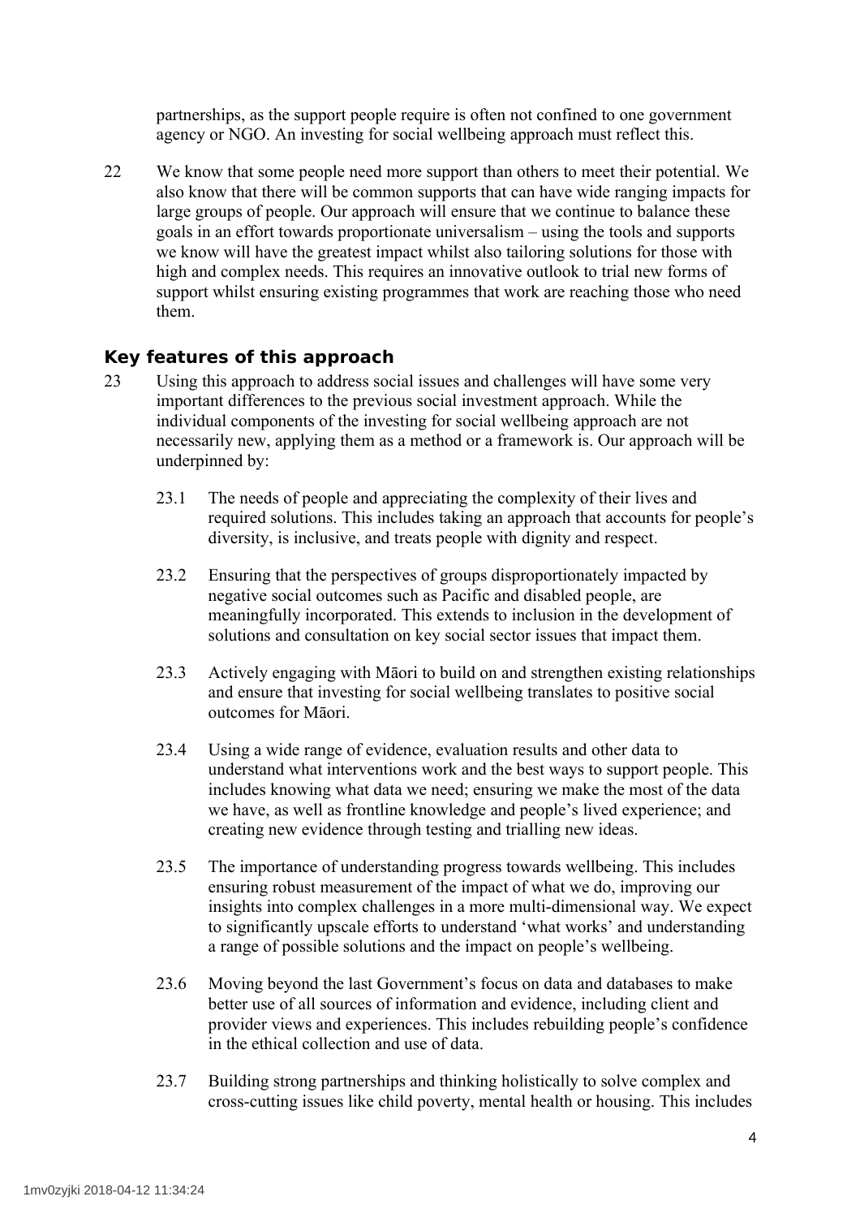partnerships, as the support people require is often not confined to one government agency or NGO. An investing for social wellbeing approach must reflect this.

22 We know that some people need more support than others to meet their potential. We also know that there will be common supports that can have wide ranging impacts for large groups of people. Our approach will ensure that we continue to balance these goals in an effort towards proportionate universalism – using the tools and supports we know will have the greatest impact whilst also tailoring solutions for those with high and complex needs. This requires an innovative outlook to trial new forms of support whilst ensuring existing programmes that work are reaching those who need them.

### Key features of this approach

23 Using this approach to address social issues and challenges will have some very important differences to the previous social investment approach. While the individual components of the investing for social wellbeing approach are not necessarily new, applying them as a method or a framework is. Our approach will be underpinned by:

23.1 The needs of people and appreciating the complexity of their lives and required solutions. This includes taking an approach that accounts for people's diversity, is inclusive, and treats people with dignity and respect.

23.2 Ensuring that the perspectives of groups disproportionately impacted by negative social outcomes such as Pacific and disabled people, are meaningfully incorporated. This extends to inclusion in the development of solutions and consultation on key social sector issues that impact them.

23.3 Actively engaging with Māori to build on and strengthen existing relationships and ensure that investing for social wellbeing translates to positive social outcomes for Māori.

23.4 Using a wide range of evidence, evaluation results and other data to understand what interventions work and the best ways to support people. This includes knowing what data we need; ensuring we make the most of the data we have, as well as frontline knowledge and people's lived experience; and creating new evidence through testing and trialling new ideas.

23.5 The importance of understanding progress towards wellbeing. This includes ensuring robust measurement of the impact of what we do, improving our insights into complex challenges in a more multi-dimensional way. We expect to significantly upscale efforts to understand 'what works' and understanding a range of possible solutions and the impact on people's wellbeing.

23.6 Moving beyond the last Government's focus on data and databases to make better use of all sources of information and evidence, including client and provider views and experiences. This includes rebuilding people's confidence in the ethical collection and use of data.

23.7 Building strong partnerships and thinking holistically to solve complex and cross-cutting issues like child poverty, mental health or housing. This includes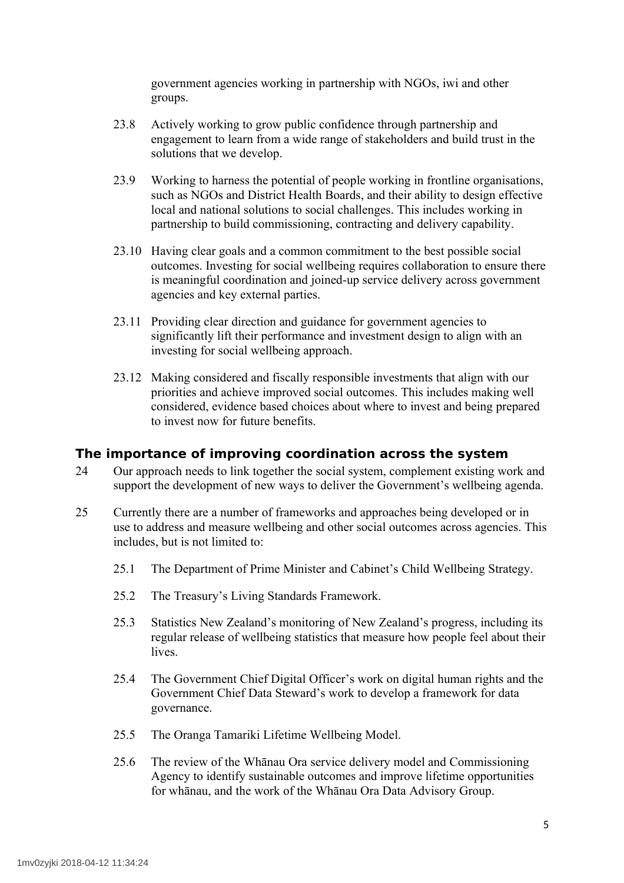government agencies working in partnership with NGOs, iwi and other groups.

23.8 Actively working to grow public confidence through partnership and engagement to learn from a wide range of stakeholders and build trust in the solutions that we develop.

23.9 Working to harness the potential of people working in frontline organisations, such as NGOs and District Health Boards, and their ability to design effective local and national solutions to social challenges. This includes working in partnership to build commissioning, contracting and delivery capability.

23.10 Having clear goals and a common commitment to the best possible social outcomes. Investing for social wellbeing requires collaboration to ensure there is meaningful coordination and joined-up service delivery across government agencies and key external parties.

23.11 Providing clear direction and guidance for government agencies to significantly lift their performance and investment design to align with an investing for social wellbeing approach.

23.12 Making considered and fiscally responsible investments that align with our priorities and achieve improved social outcomes. This includes making well considered, evidence based choices about where to invest and being prepared to invest now for future benefits.

## The importance of improving coordination across the system

24 Our approach needs to link together the social system, complement existing work and support the development of new ways to deliver the Government's wellbeing agenda.

25 Currently there are a number of frameworks and approaches being developed or in use to address and measure wellbeing and other social outcomes across agencies. This includes, but is not limited to:

25.1 The Department of Prime Minister and Cabinet's Child Wellbeing Strategy.

25.2 The Treasury's Living Standards Framework.

25.3 Statistics New Zealand's monitoring of New Zealand's progress, including its regular release of wellbeing statistics that measure how people feel about their lives.

25.4 The Government Chief Digital Officer's work on digital human rights and the Government Chief Data Steward's work to develop a framework for data governance.

25.5 The Oranga Tamariki Lifetime Wellbeing Model.

25.6 The review of the Whānau Ora service delivery model and Commissioning Agency to identify sustainable outcomes and improve lifetime opportunities for whānau, and the work of the Whānau Ora Data Advisory Group.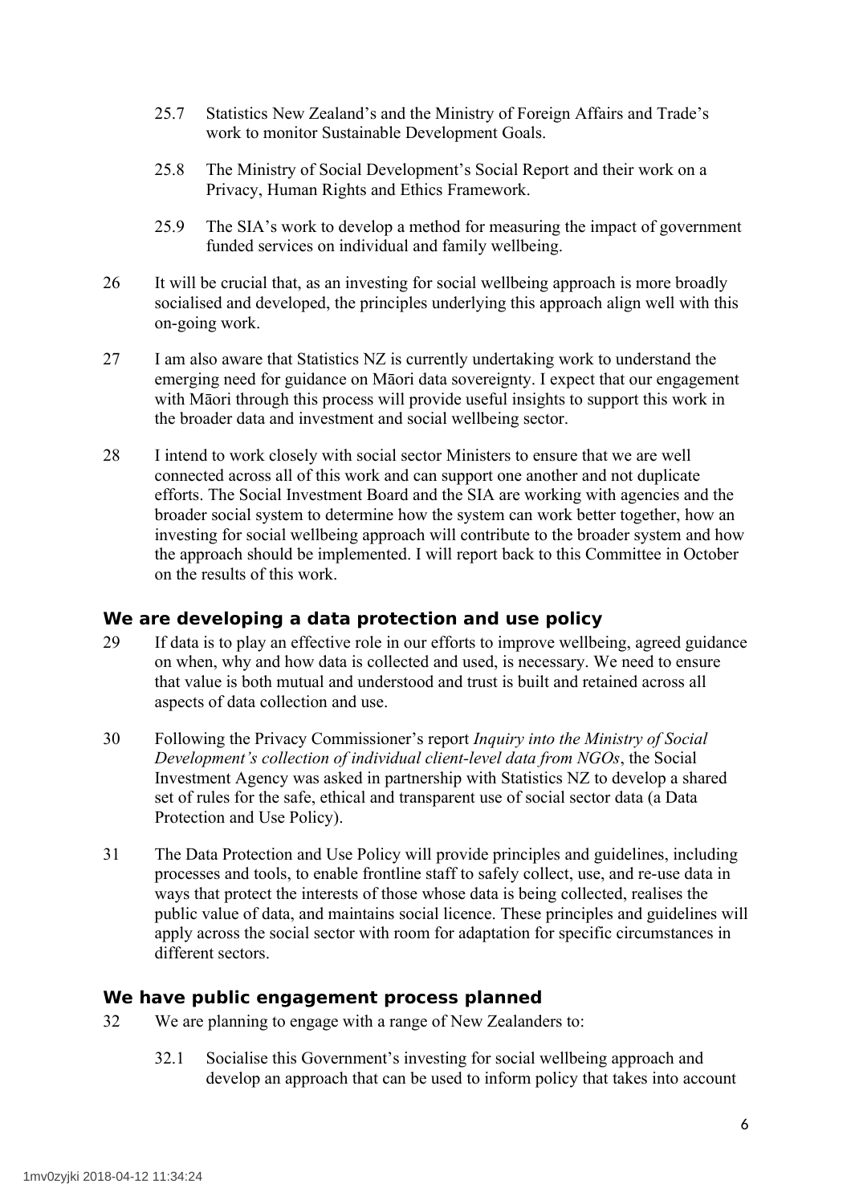25.7 Statistics New Zealand's and the Ministry of Foreign Affairs and Trade's work to monitor Sustainable Development Goals.

25.8 The Ministry of Social Development's Social Report and their work on a Privacy, Human Rights and Ethics Framework.

25.9 The SIA's work to develop a method for measuring the impact of government funded services on individual and family wellbeing.

26 It will be crucial that, as an investing for social wellbeing approach is more broadly socialised and developed, the principles underlying this approach align well with this on-going work.

27 I am also aware that Statistics NZ is currently undertaking work to understand the emerging need for guidance on Māori data sovereignty. I expect that our engagement with Māori through this process will provide useful insights to support this work in the broader data and investment and social wellbeing sector.

28 I intend to work closely with social sector Ministers to ensure that we are well connected across all of this work and can support one another and not duplicate efforts. The Social Investment Board and the SIA are working with agencies and the broader social system to determine how the system can work better together, how an investing for social wellbeing approach will contribute to the broader system and how the approach should be implemented. I will report back to this Committee in October on the results of this work.

### We are developing a data protection and use policy

29 If data is to play an effective role in our efforts to improve wellbeing, agreed guidance on when, why and how data is collected and used, is necessary. We need to ensure that value is both mutual and understood and trust is built and retained across all aspects of data collection and use.

30 Following the Privacy Commissioner's report *Inquiry into the Ministry of Social Development's collection of individual client-level data from NGOs*, the Social Investment Agency was asked in partnership with Statistics NZ to develop a shared set of rules for the safe, ethical and transparent use of social sector data (a Data Protection and Use Policy).

31 The Data Protection and Use Policy will provide principles and guidelines, including processes and tools, to enable frontline staff to safely collect, use, and re-use data in ways that protect the interests of those whose data is being collected, realises the public value of data, and maintains social licence. These principles and guidelines will apply across the social sector with room for adaptation for specific circumstances in different sectors.

### We have public engagement process planned

32 We are planning to engage with a range of New Zealanders to:

32.1 Socialise this Government's investing for social wellbeing approach and develop an approach that can be used to inform policy that takes into account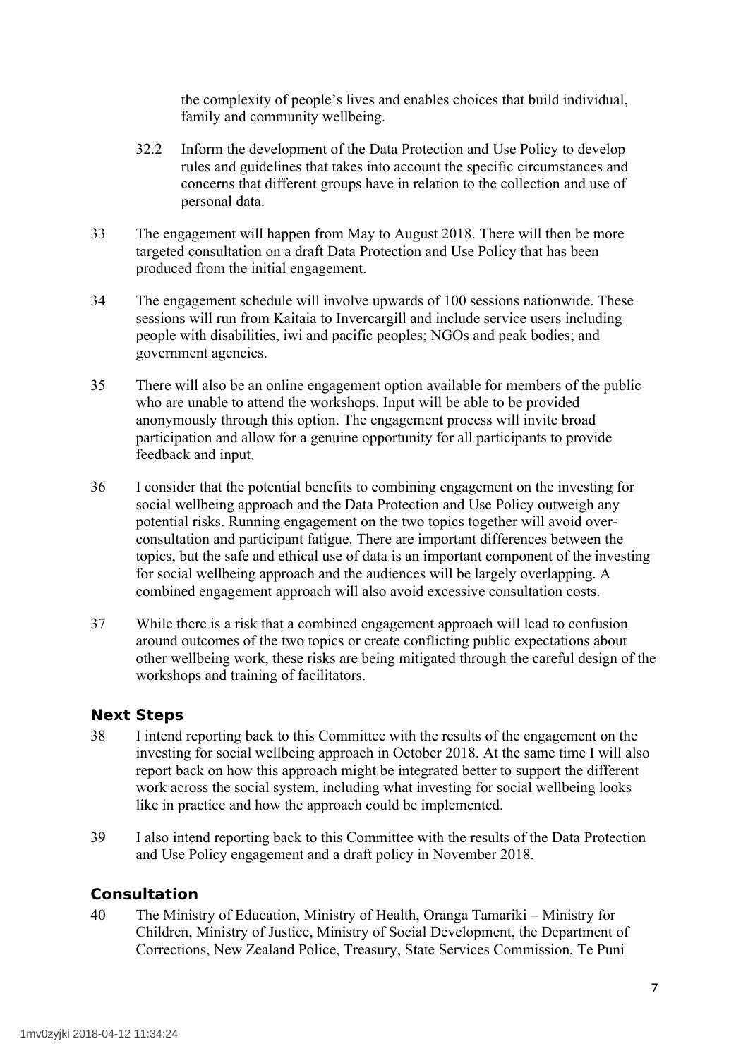the complexity of people's lives and enables choices that build individual, family and community wellbeing.

32.2 Inform the development of the Data Protection and Use Policy to develop rules and guidelines that takes into account the specific circumstances and concerns that different groups have in relation to the collection and use of personal data.

33 The engagement will happen from May to August 2018. There will then be more targeted consultation on a draft Data Protection and Use Policy that has been produced from the initial engagement.

34 The engagement schedule will involve upwards of 100 sessions nationwide. These sessions will run from Kaitaia to Invercargill and include service users including people with disabilities, iwi and pacific peoples; NGOs and peak bodies; and government agencies.

35 There will also be an online engagement option available for members of the public who are unable to attend the workshops. Input will be able to be provided anonymously through this option. The engagement process will invite broad participation and allow for a genuine opportunity for all participants to provide feedback and input.

36 I consider that the potential benefits to combining engagement on the investing for social wellbeing approach and the Data Protection and Use Policy outweigh any potential risks. Running engagement on the two topics together will avoid over-consultation and participant fatigue. There are important differences between the topics, but the safe and ethical use of data is an important component of the investing for social wellbeing approach and the audiences will be largely overlapping. A combined engagement approach will also avoid excessive consultation costs.

37 While there is a risk that a combined engagement approach will lead to confusion around outcomes of the two topics or create conflicting public expectations about other wellbeing work, these risks are being mitigated through the careful design of the workshops and training of facilitators.

## Next Steps

38 I intend reporting back to this Committee with the results of the engagement on the investing for social wellbeing approach in October 2018. At the same time I will also report back on how this approach might be integrated better to support the different work across the social system, including what investing for social wellbeing looks like in practice and how the approach could be implemented.

39 I also intend reporting back to this Committee with the results of the Data Protection and Use Policy engagement and a draft policy in November 2018.

## Consultation

40 The Ministry of Education, Ministry of Health, Oranga Tamariki – Ministry for Children, Ministry of Justice, Ministry of Social Development, the Department of Corrections, New Zealand Police, Treasury, State Services Commission, Te Puni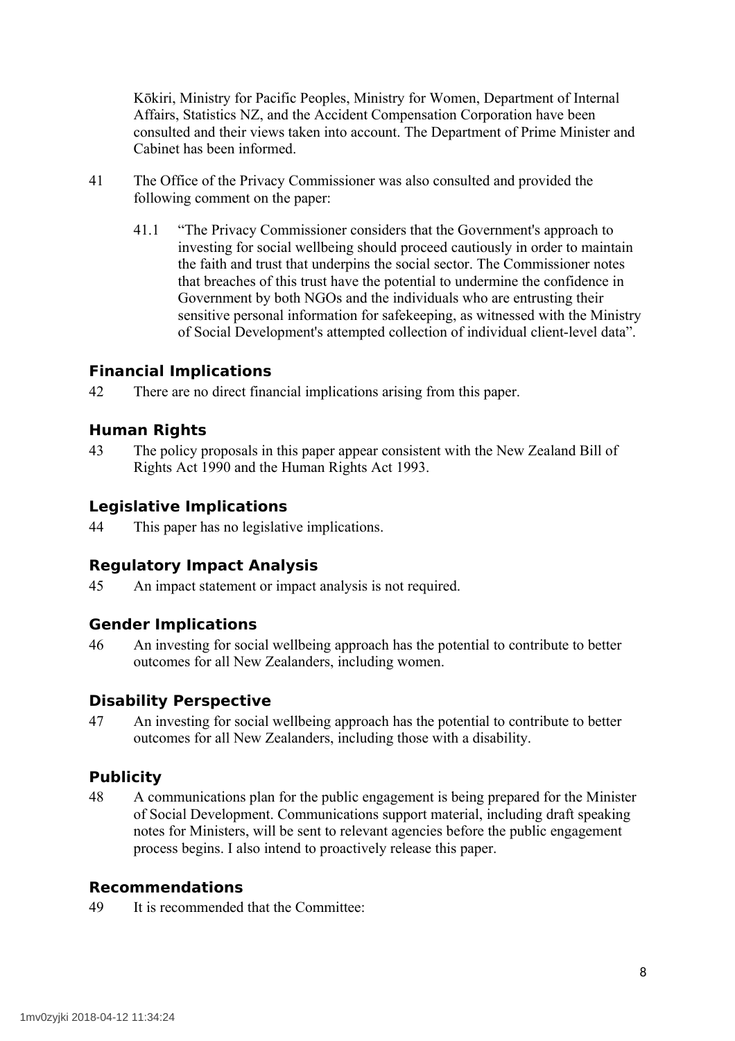Kōkiri, Ministry for Pacific Peoples, Ministry for Women, Department of Internal Affairs, Statistics NZ, and the Accident Compensation Corporation have been consulted and their views taken into account. The Department of Prime Minister and Cabinet has been informed.

41 The Office of the Privacy Commissioner was also consulted and provided the following comment on the paper:

41.1 "The Privacy Commissioner considers that the Government's approach to investing for social wellbeing should proceed cautiously in order to maintain the faith and trust that underpins the social sector. The Commissioner notes that breaches of this trust have the potential to undermine the confidence in Government by both NGOs and the individuals who are entrusting their sensitive personal information for safekeeping, as witnessed with the Ministry of Social Development's attempted collection of individual client-level data".

## Financial Implications

42 There are no direct financial implications arising from this paper.

## Human Rights

43 The policy proposals in this paper appear consistent with the New Zealand Bill of Rights Act 1990 and the Human Rights Act 1993.

## Legislative Implications

44 This paper has no legislative implications.

## Regulatory Impact Analysis

45 An impact statement or impact analysis is not required.

## Gender Implications

46 An investing for social wellbeing approach has the potential to contribute to better outcomes for all New Zealanders, including women.

## Disability Perspective

47 An investing for social wellbeing approach has the potential to contribute to better outcomes for all New Zealanders, including those with a disability.

## Publicity

48 A communications plan for the public engagement is being prepared for the Minister of Social Development. Communications support material, including draft speaking notes for Ministers, will be sent to relevant agencies before the public engagement process begins. I also intend to proactively release this paper.

## Recommendations

49 It is recommended that the Committee: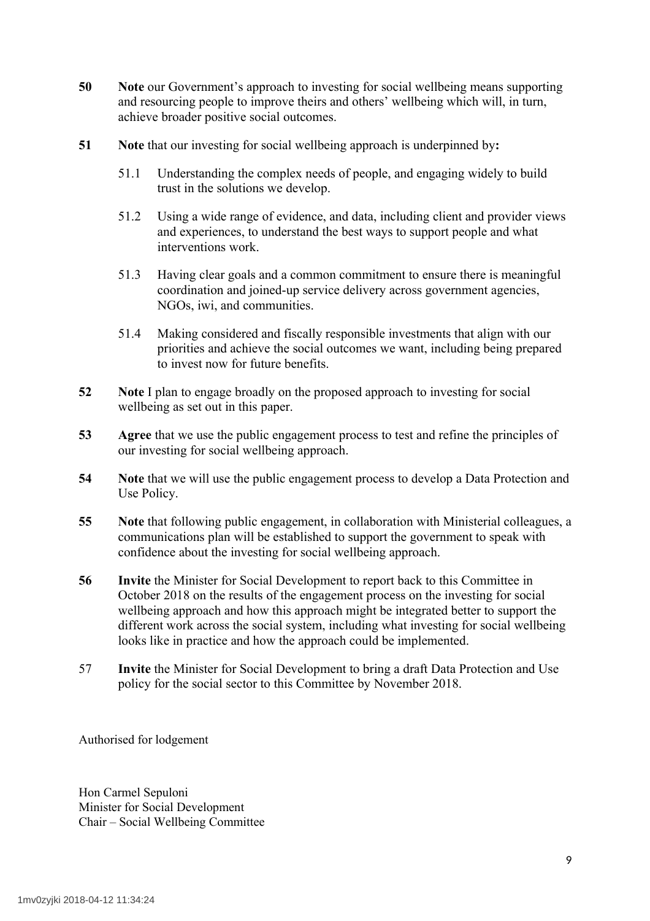**50** **Note** our Government's approach to investing for social wellbeing means supporting and resourcing people to improve theirs and others' wellbeing which will, in turn, achieve broader positive social outcomes.

**51** **Note** that our investing for social wellbeing approach is underpinned by**:**

51.1 Understanding the complex needs of people, and engaging widely to build trust in the solutions we develop.

51.2 Using a wide range of evidence, and data, including client and provider views and experiences, to understand the best ways to support people and what interventions work.

51.3 Having clear goals and a common commitment to ensure there is meaningful coordination and joined-up service delivery across government agencies, NGOs, iwi, and communities.

51.4 Making considered and fiscally responsible investments that align with our priorities and achieve the social outcomes we want, including being prepared to invest now for future benefits.

**52** **Note** I plan to engage broadly on the proposed approach to investing for social wellbeing as set out in this paper.

**53** **Agree** that we use the public engagement process to test and refine the principles of our investing for social wellbeing approach.

**54** **Note** that we will use the public engagement process to develop a Data Protection and Use Policy.

**55** **Note** that following public engagement, in collaboration with Ministerial colleagues, a communications plan will be established to support the government to speak with confidence about the investing for social wellbeing approach.

**56** **Invite** the Minister for Social Development to report back to this Committee in October 2018 on the results of the engagement process on the investing for social wellbeing approach and how this approach might be integrated better to support the different work across the social system, including what investing for social wellbeing looks like in practice and how the approach could be implemented.

57 **Invite** the Minister for Social Development to bring a draft Data Protection and Use policy for the social sector to this Committee by November 2018.

Authorised for lodgement

Hon Carmel Sepuloni
Minister for Social Development
Chair – Social Wellbeing Committee

1mv0zyjki 2018-04-12 11:34:24